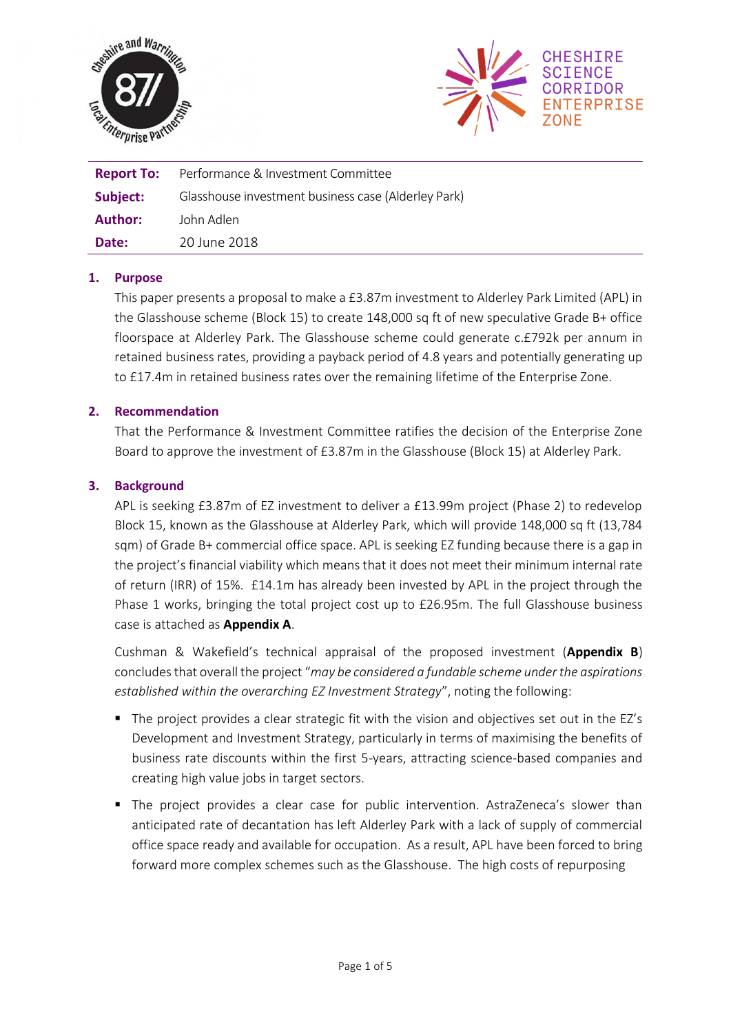| Report To: | Performance & Investment Committee |
|---|---|
| Subject: | Glasshouse investment business case (Alderley Park) |
| Author: | John Adlen |
| Date: | 20 June 2018 |

## 1. Purpose

This paper presents a proposal to make a £3.87m investment to Alderley Park Limited (APL) in the Glasshouse scheme (Block 15) to create 148,000 sq ft of new speculative Grade B+ office floorspace at Alderley Park. The Glasshouse scheme could generate c.£792k per annum in retained business rates, providing a payback period of 4.8 years and potentially generating up to £17.4m in retained business rates over the remaining lifetime of the Enterprise Zone.

## 2. Recommendation

That the Performance & Investment Committee ratifies the decision of the Enterprise Zone Board to approve the investment of £3.87m in the Glasshouse (Block 15) at Alderley Park.

## 3. Background

APL is seeking £3.87m of EZ investment to deliver a £13.99m project (Phase 2) to redevelop Block 15, known as the Glasshouse at Alderley Park, which will provide 148,000 sq ft (13,784 sqm) of Grade B+ commercial office space. APL is seeking EZ funding because there is a gap in the project's financial viability which means that it does not meet their minimum internal rate of return (IRR) of 15%. £14.1m has already been invested by APL in the project through the Phase 1 works, bringing the total project cost up to £26.95m. The full Glasshouse business case is attached as **Appendix A**.

Cushman & Wakefield's technical appraisal of the proposed investment (**Appendix B**) concludes that overall the project "*may be considered a fundable scheme under the aspirations established within the overarching EZ Investment Strategy*", noting the following:

- The project provides a clear strategic fit with the vision and objectives set out in the EZ's Development and Investment Strategy, particularly in terms of maximising the benefits of business rate discounts within the first 5-years, attracting science-based companies and creating high value jobs in target sectors.
- The project provides a clear case for public intervention. AstraZeneca's slower than anticipated rate of decantation has left Alderley Park with a lack of supply of commercial office space ready and available for occupation. As a result, APL have been forced to bring forward more complex schemes such as the Glasshouse. The high costs of repurposing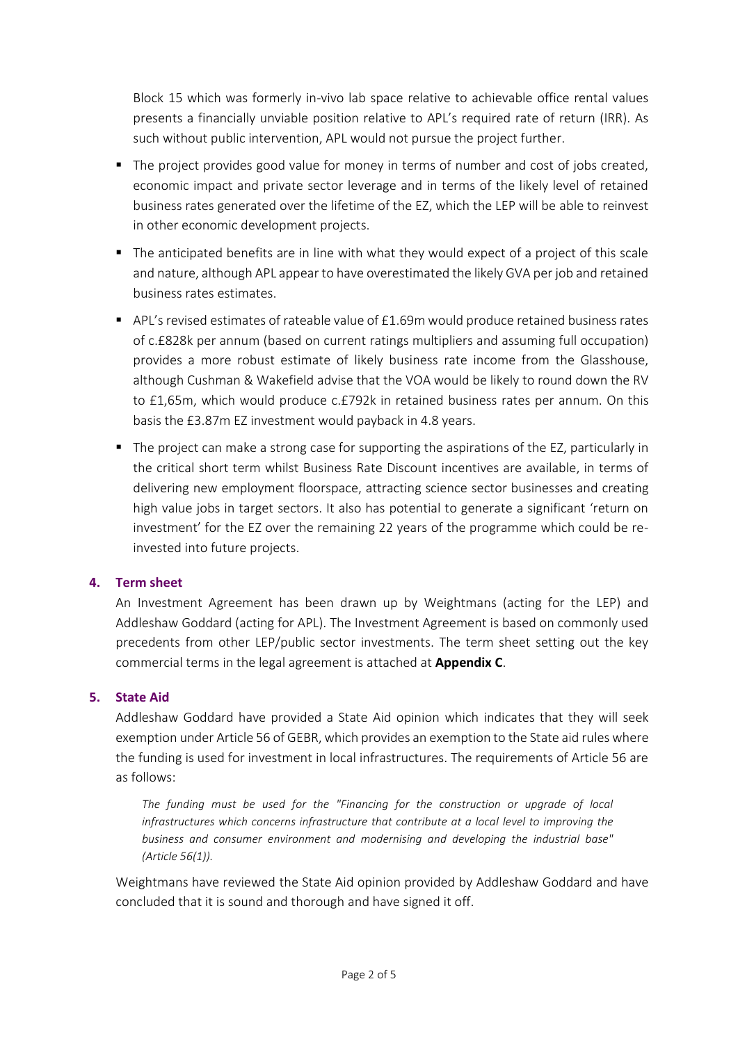Block 15 which was formerly in-vivo lab space relative to achievable office rental values presents a financially unviable position relative to APL's required rate of return (IRR). As such without public intervention, APL would not pursue the project further.

- The project provides good value for money in terms of number and cost of jobs created, economic impact and private sector leverage and in terms of the likely level of retained business rates generated over the lifetime of the EZ, which the LEP will be able to reinvest in other economic development projects.
- The anticipated benefits are in line with what they would expect of a project of this scale and nature, although APL appear to have overestimated the likely GVA per job and retained business rates estimates.
- APL's revised estimates of rateable value of £1.69m would produce retained business rates of c.£828k per annum (based on current ratings multipliers and assuming full occupation) provides a more robust estimate of likely business rate income from the Glasshouse, although Cushman & Wakefield advise that the VOA would be likely to round down the RV to £1,65m, which would produce c.£792k in retained business rates per annum. On this basis the £3.87m EZ investment would payback in 4.8 years.
- The project can make a strong case for supporting the aspirations of the EZ, particularly in the critical short term whilst Business Rate Discount incentives are available, in terms of delivering new employment floorspace, attracting science sector businesses and creating high value jobs in target sectors. It also has potential to generate a significant 'return on investment' for the EZ over the remaining 22 years of the programme which could be re-invested into future projects.

## 4. Term sheet

An Investment Agreement has been drawn up by Weightmans (acting for the LEP) and Addleshaw Goddard (acting for APL). The Investment Agreement is based on commonly used precedents from other LEP/public sector investments. The term sheet setting out the key commercial terms in the legal agreement is attached at **Appendix C**.

## 5. State Aid

Addleshaw Goddard have provided a State Aid opinion which indicates that they will seek exemption under Article 56 of GEBR, which provides an exemption to the State aid rules where the funding is used for investment in local infrastructures. The requirements of Article 56 are as follows:

> *The funding must be used for the "Financing for the construction or upgrade of local infrastructures which concerns infrastructure that contribute at a local level to improving the business and consumer environment and modernising and developing the industrial base" (Article 56(1)).*

Weightmans have reviewed the State Aid opinion provided by Addleshaw Goddard and have concluded that it is sound and thorough and have signed it off.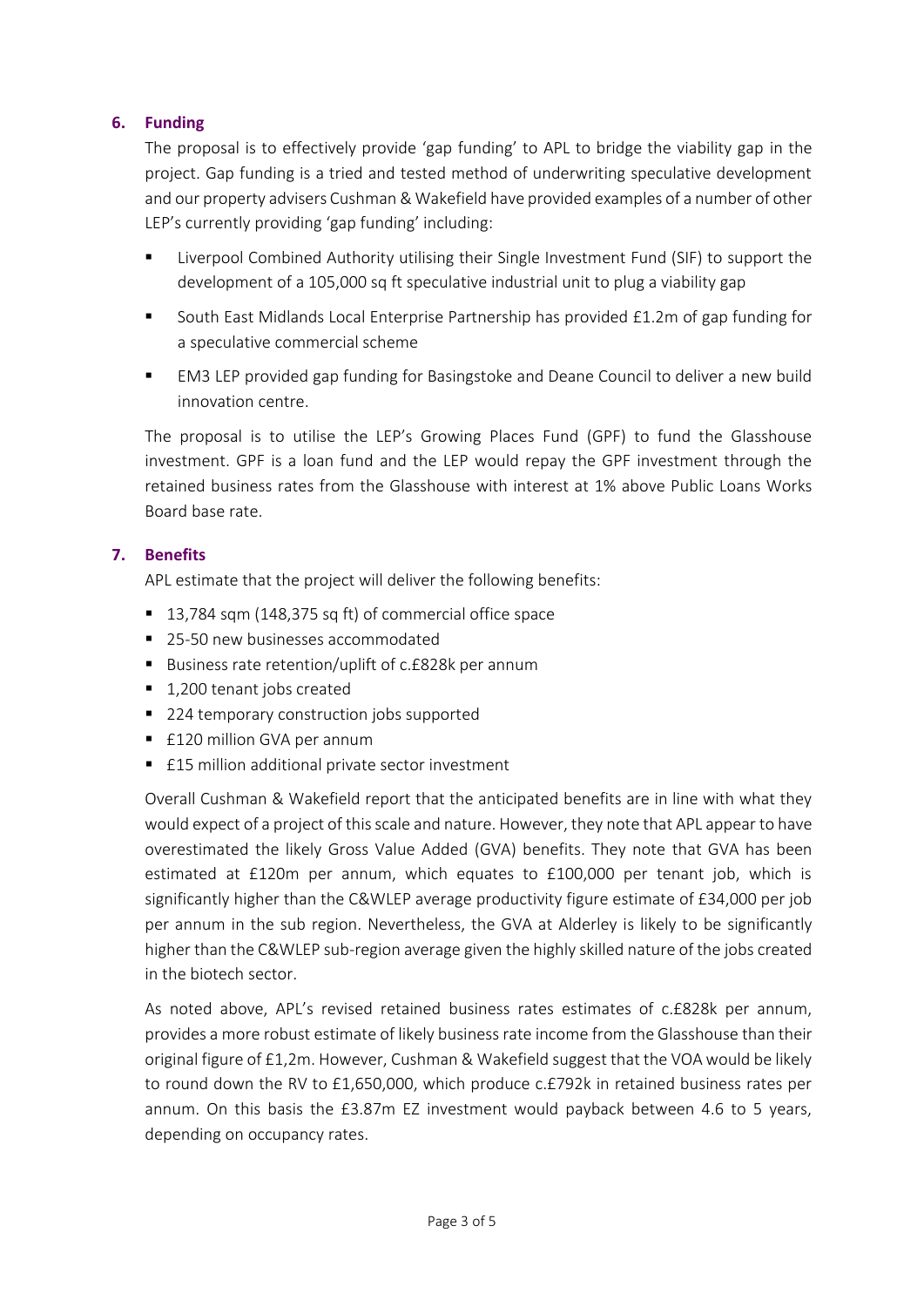## 6. Funding

The proposal is to effectively provide 'gap funding' to APL to bridge the viability gap in the project. Gap funding is a tried and tested method of underwriting speculative development and our property advisers Cushman & Wakefield have provided examples of a number of other LEP's currently providing 'gap funding' including:

- Liverpool Combined Authority utilising their Single Investment Fund (SIF) to support the development of a 105,000 sq ft speculative industrial unit to plug a viability gap
- South East Midlands Local Enterprise Partnership has provided £1.2m of gap funding for a speculative commercial scheme
- EM3 LEP provided gap funding for Basingstoke and Deane Council to deliver a new build innovation centre.

The proposal is to utilise the LEP's Growing Places Fund (GPF) to fund the Glasshouse investment. GPF is a loan fund and the LEP would repay the GPF investment through the retained business rates from the Glasshouse with interest at 1% above Public Loans Works Board base rate.

## 7. Benefits

APL estimate that the project will deliver the following benefits:

- 13,784 sqm (148,375 sq ft) of commercial office space
- 25-50 new businesses accommodated
- Business rate retention/uplift of c.£828k per annum
- 1,200 tenant jobs created
- 224 temporary construction jobs supported
- £120 million GVA per annum
- £15 million additional private sector investment

Overall Cushman & Wakefield report that the anticipated benefits are in line with what they would expect of a project of this scale and nature. However, they note that APL appear to have overestimated the likely Gross Value Added (GVA) benefits. They note that GVA has been estimated at £120m per annum, which equates to £100,000 per tenant job, which is significantly higher than the C&WLEP average productivity figure estimate of £34,000 per job per annum in the sub region. Nevertheless, the GVA at Alderley is likely to be significantly higher than the C&WLEP sub-region average given the highly skilled nature of the jobs created in the biotech sector.

As noted above, APL's revised retained business rates estimates of c.£828k per annum, provides a more robust estimate of likely business rate income from the Glasshouse than their original figure of £1,2m. However, Cushman & Wakefield suggest that the VOA would be likely to round down the RV to £1,650,000, which produce c.£792k in retained business rates per annum. On this basis the £3.87m EZ investment would payback between 4.6 to 5 years, depending on occupancy rates.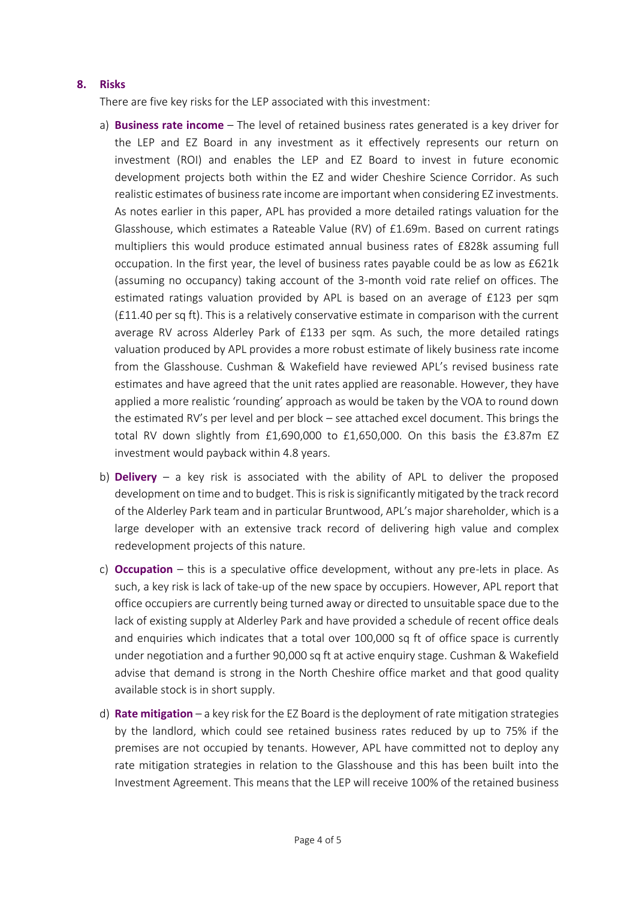## 8. Risks

There are five key risks for the LEP associated with this investment:

a) **Business rate income** – The level of retained business rates generated is a key driver for the LEP and EZ Board in any investment as it effectively represents our return on investment (ROI) and enables the LEP and EZ Board to invest in future economic development projects both within the EZ and wider Cheshire Science Corridor. As such realistic estimates of business rate income are important when considering EZ investments. As notes earlier in this paper, APL has provided a more detailed ratings valuation for the Glasshouse, which estimates a Rateable Value (RV) of £1.69m. Based on current ratings multipliers this would produce estimated annual business rates of £828k assuming full occupation. In the first year, the level of business rates payable could be as low as £621k (assuming no occupancy) taking account of the 3-month void rate relief on offices. The estimated ratings valuation provided by APL is based on an average of £123 per sqm (£11.40 per sq ft). This is a relatively conservative estimate in comparison with the current average RV across Alderley Park of £133 per sqm. As such, the more detailed ratings valuation produced by APL provides a more robust estimate of likely business rate income from the Glasshouse. Cushman & Wakefield have reviewed APL's revised business rate estimates and have agreed that the unit rates applied are reasonable. However, they have applied a more realistic 'rounding' approach as would be taken by the VOA to round down the estimated RV's per level and per block – see attached excel document. This brings the total RV down slightly from £1,690,000 to £1,650,000. On this basis the £3.87m EZ investment would payback within 4.8 years.

b) **Delivery** – a key risk is associated with the ability of APL to deliver the proposed development on time and to budget. This is risk is significantly mitigated by the track record of the Alderley Park team and in particular Bruntwood, APL's major shareholder, which is a large developer with an extensive track record of delivering high value and complex redevelopment projects of this nature.

c) **Occupation** – this is a speculative office development, without any pre-lets in place. As such, a key risk is lack of take-up of the new space by occupiers. However, APL report that office occupiers are currently being turned away or directed to unsuitable space due to the lack of existing supply at Alderley Park and have provided a schedule of recent office deals and enquiries which indicates that a total over 100,000 sq ft of office space is currently under negotiation and a further 90,000 sq ft at active enquiry stage. Cushman & Wakefield advise that demand is strong in the North Cheshire office market and that good quality available stock is in short supply.

d) **Rate mitigation** – a key risk for the EZ Board is the deployment of rate mitigation strategies by the landlord, which could see retained business rates reduced by up to 75% if the premises are not occupied by tenants. However, APL have committed not to deploy any rate mitigation strategies in relation to the Glasshouse and this has been built into the Investment Agreement. This means that the LEP will receive 100% of the retained business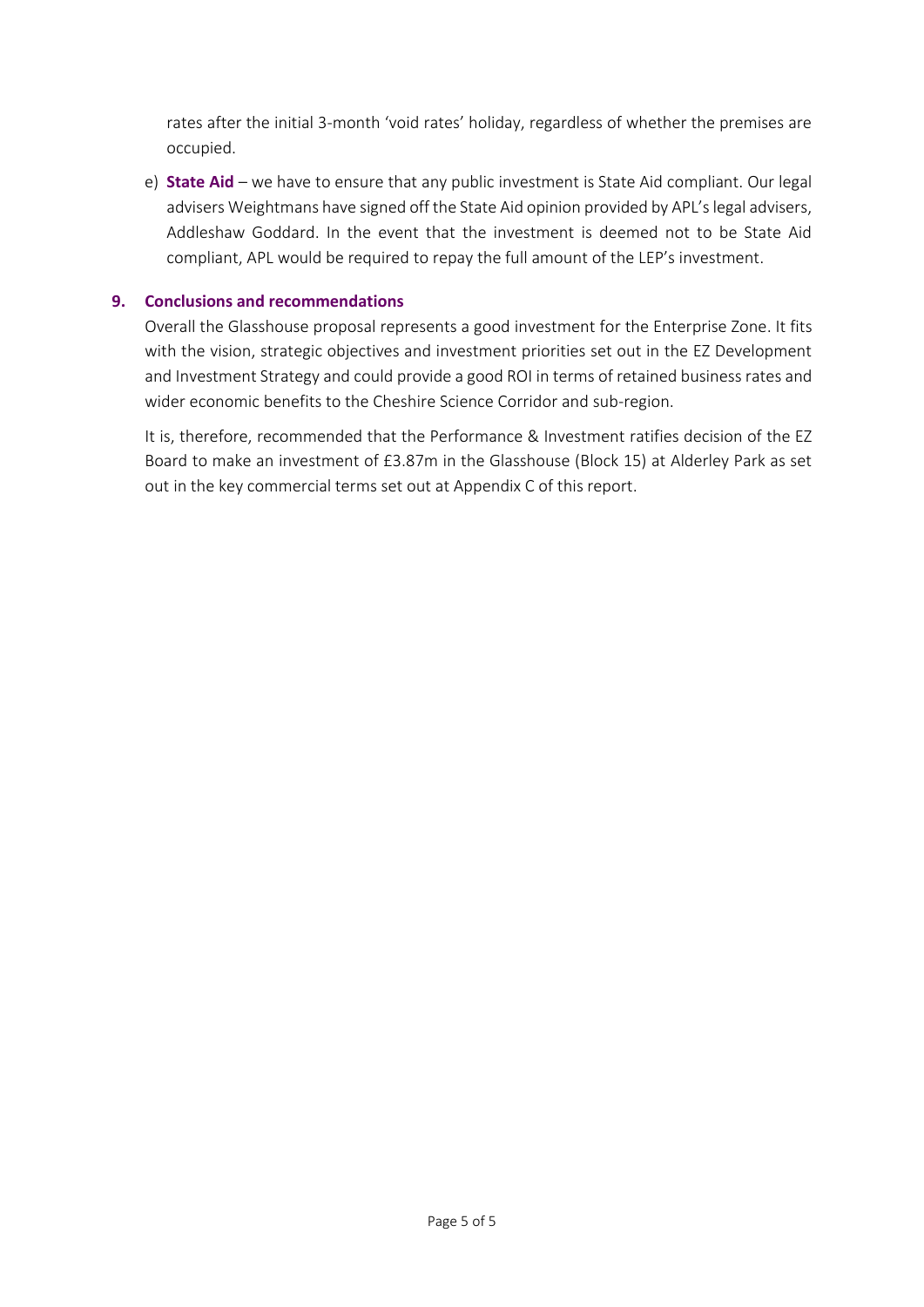rates after the initial 3-month 'void rates' holiday, regardless of whether the premises are occupied.

e) **State Aid** – we have to ensure that any public investment is State Aid compliant. Our legal advisers Weightmans have signed off the State Aid opinion provided by APL's legal advisers, Addleshaw Goddard. In the event that the investment is deemed not to be State Aid compliant, APL would be required to repay the full amount of the LEP's investment.

## 9. Conclusions and recommendations

Overall the Glasshouse proposal represents a good investment for the Enterprise Zone. It fits with the vision, strategic objectives and investment priorities set out in the EZ Development and Investment Strategy and could provide a good ROI in terms of retained business rates and wider economic benefits to the Cheshire Science Corridor and sub-region.

It is, therefore, recommended that the Performance & Investment ratifies decision of the EZ Board to make an investment of £3.87m in the Glasshouse (Block 15) at Alderley Park as set out in the key commercial terms set out at Appendix C of this report.